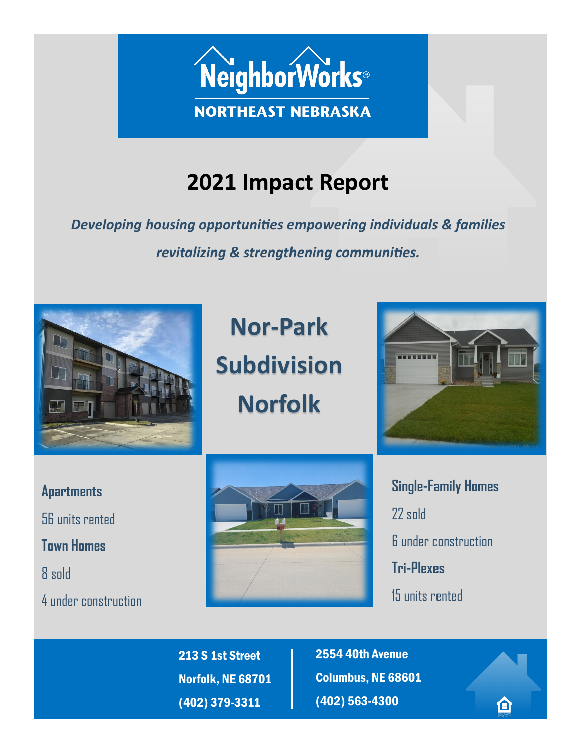# NeighborWorks®

**NORTHEAST NEBRASKA**

## 2021 Impact Report

***Developing housing opportunities empowering individuals & families revitalizing & strengthening communities.***

## Nor-Park Subdivision Norfolk

**Apartments**

56 units rented

**Town Homes**

8 sold

4 under construction

**Single-Family Homes**

22 sold

6 under construction

**Tri-Plexes**

15 units rented

**213 S 1st Street**
**Norfolk, NE 68701**
**(402) 379-3311**

**2554 40th Avenue**
**Columbus, NE 68601**
**(402) 563-4300**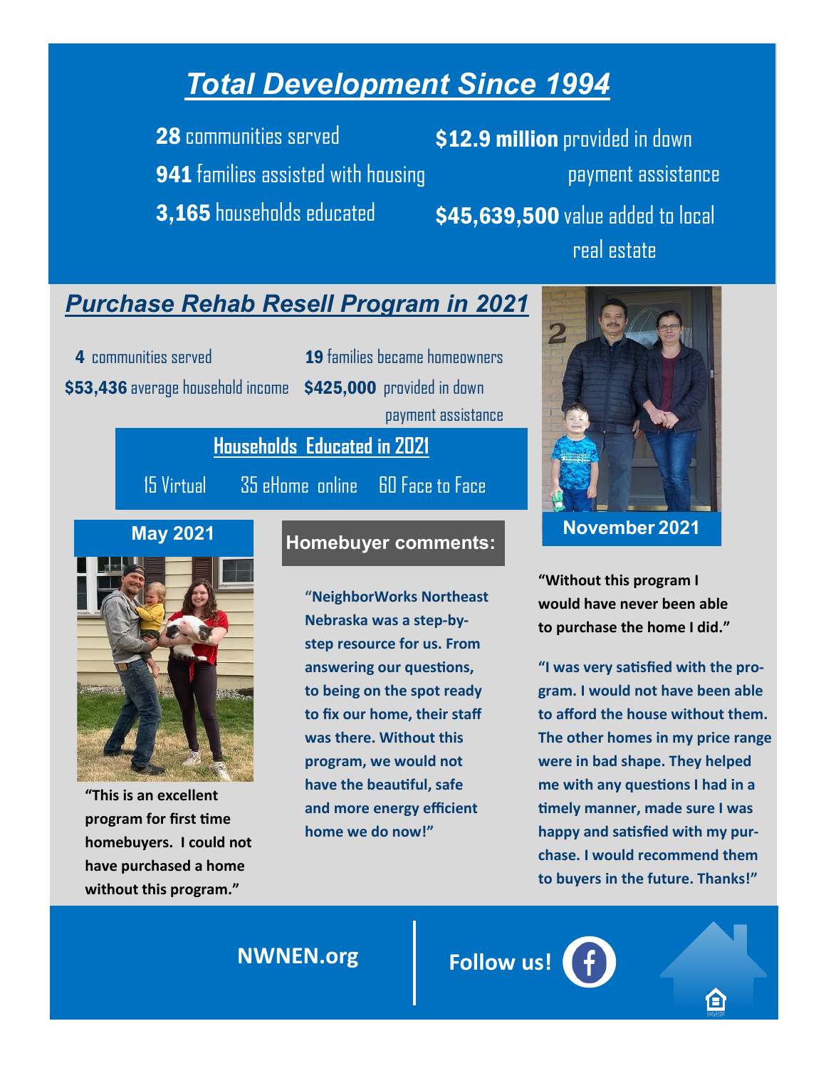# *Total Development Since 1994*

**28** communities served

**941** families assisted with housing

**3,165** households educated

**$12.9 million** provided in down payment assistance

**$45,639,500** value added to local real estate

## *Purchase Rehab Resell Program in 2021*

**4** communities served

**$53,436** average household income

**19** families became homeowners

**$425,000** provided in down payment assistance

### Households Educated in 2021

15 Virtual 35 eHome online 60 Face to Face

**May 2021**

**"This is an excellent program for first time homebuyers. I could not have purchased a home without this program."**

**Homebuyer comments:**

**"NeighborWorks Northeast Nebraska was a step-by-step resource for us. From answering our questions, to being on the spot ready to fix our home, their staff was there. Without this program, we would not have the beautiful, safe and more energy efficient home we do now!"**

**November 2021**

**"Without this program I would have never been able to purchase the home I did."**

**"I was very satisfied with the program. I would not have been able to afford the house without them. The other homes in my price range were in bad shape. They helped me with any questions I had in a timely manner, made sure I was happy and satisfied with my purchase. I would recommend them to buyers in the future. Thanks!"**

**NWNEN.org**

**Follow us!**